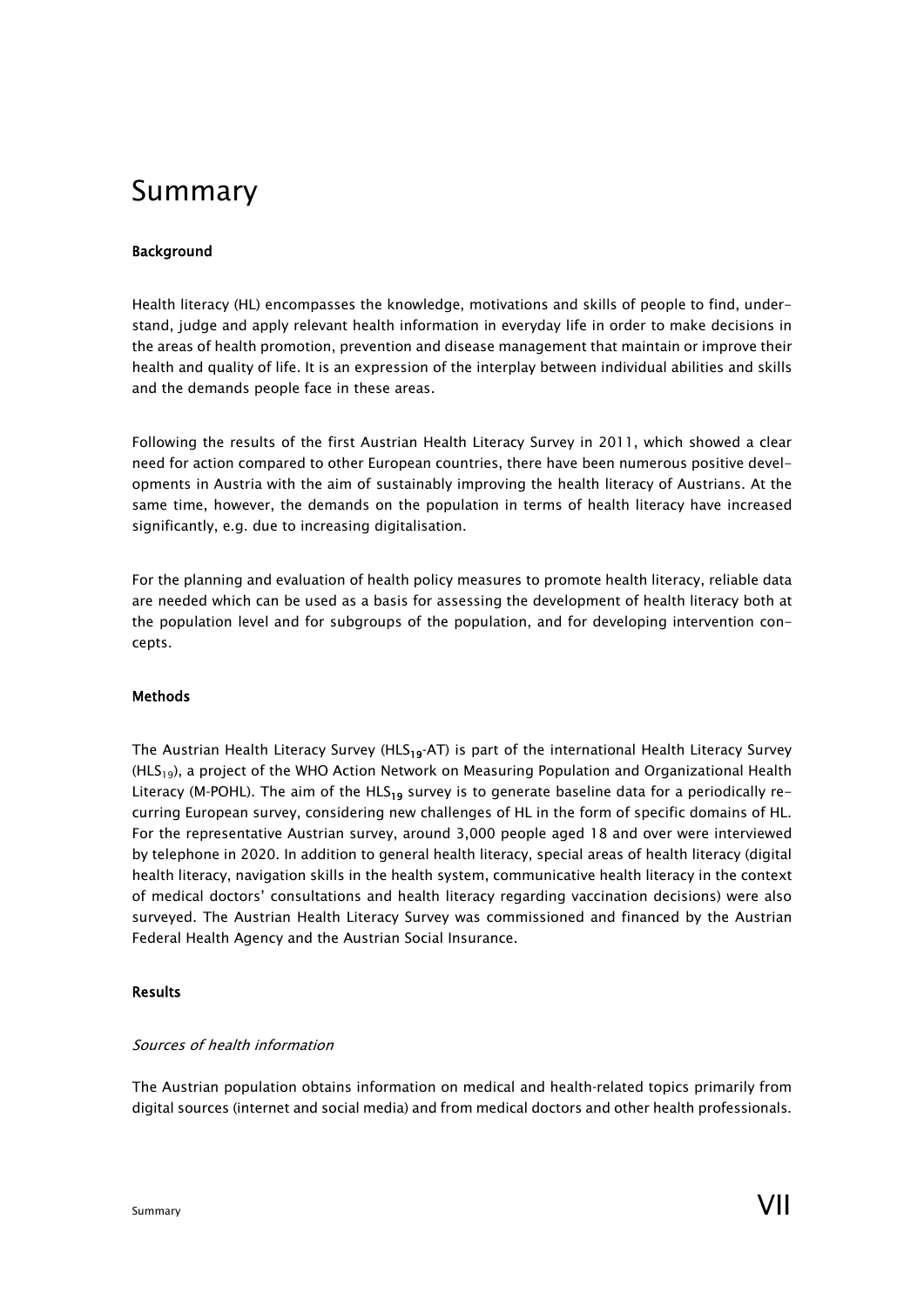# Summary

**Background**

Health literacy (HL) encompasses the knowledge, motivations and skills of people to find, understand, judge and apply relevant health information in everyday life in order to make decisions in the areas of health promotion, prevention and disease management that maintain or improve their health and quality of life. It is an expression of the interplay between individual abilities and skills and the demands people face in these areas.

Following the results of the first Austrian Health Literacy Survey in 2011, which showed a clear need for action compared to other European countries, there have been numerous positive developments in Austria with the aim of sustainably improving the health literacy of Austrians. At the same time, however, the demands on the population in terms of health literacy have increased significantly, e.g. due to increasing digitalisation.

For the planning and evaluation of health policy measures to promote health literacy, reliable data are needed which can be used as a basis for assessing the development of health literacy both at the population level and for subgroups of the population, and for developing intervention concepts.

**Methods**

The Austrian Health Literacy Survey ($HLS_{19}$-AT) is part of the international Health Literacy Survey ($HLS_{19}$), a project of the WHO Action Network on Measuring Population and Organizational Health Literacy (M-POHL). The aim of the $HLS_{19}$ survey is to generate baseline data for a periodically recurring European survey, considering new challenges of HL in the form of specific domains of HL. For the representative Austrian survey, around 3,000 people aged 18 and over were interviewed by telephone in 2020. In addition to general health literacy, special areas of health literacy (digital health literacy, navigation skills in the health system, communicative health literacy in the context of medical doctors' consultations and health literacy regarding vaccination decisions) were also surveyed. The Austrian Health Literacy Survey was commissioned and financed by the Austrian Federal Health Agency and the Austrian Social Insurance.

**Results**

*Sources of health information*

The Austrian population obtains information on medical and health-related topics primarily from digital sources (internet and social media) and from medical doctors and other health professionals.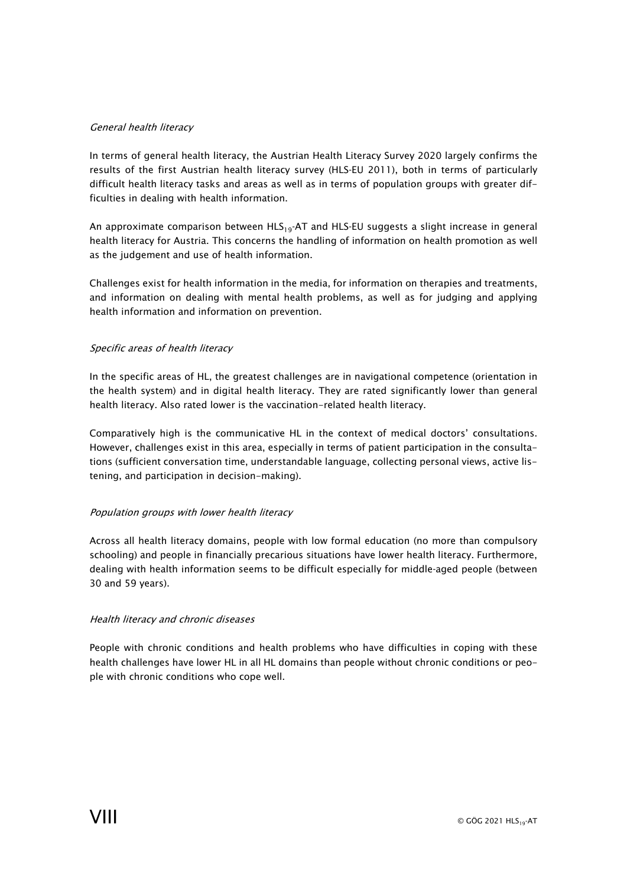*General health literacy*

In terms of general health literacy, the Austrian Health Literacy Survey 2020 largely confirms the results of the first Austrian health literacy survey (HLS-EU 2011), both in terms of particularly difficult health literacy tasks and areas as well as in terms of population groups with greater difficulties in dealing with health information.

An approximate comparison between $HLS_{19}$-AT and HLS-EU suggests a slight increase in general health literacy for Austria. This concerns the handling of information on health promotion as well as the judgement and use of health information.

Challenges exist for health information in the media, for information on therapies and treatments, and information on dealing with mental health problems, as well as for judging and applying health information and information on prevention.

*Specific areas of health literacy*

In the specific areas of HL, the greatest challenges are in navigational competence (orientation in the health system) and in digital health literacy. They are rated significantly lower than general health literacy. Also rated lower is the vaccination-related health literacy.

Comparatively high is the communicative HL in the context of medical doctors' consultations. However, challenges exist in this area, especially in terms of patient participation in the consultations (sufficient conversation time, understandable language, collecting personal views, active listening, and participation in decision-making).

*Population groups with lower health literacy*

Across all health literacy domains, people with low formal education (no more than compulsory schooling) and people in financially precarious situations have lower health literacy. Furthermore, dealing with health information seems to be difficult especially for middle-aged people (between 30 and 59 years).

*Health literacy and chronic diseases*

People with chronic conditions and health problems who have difficulties in coping with these health challenges have lower HL in all HL domains than people without chronic conditions or people with chronic conditions who cope well.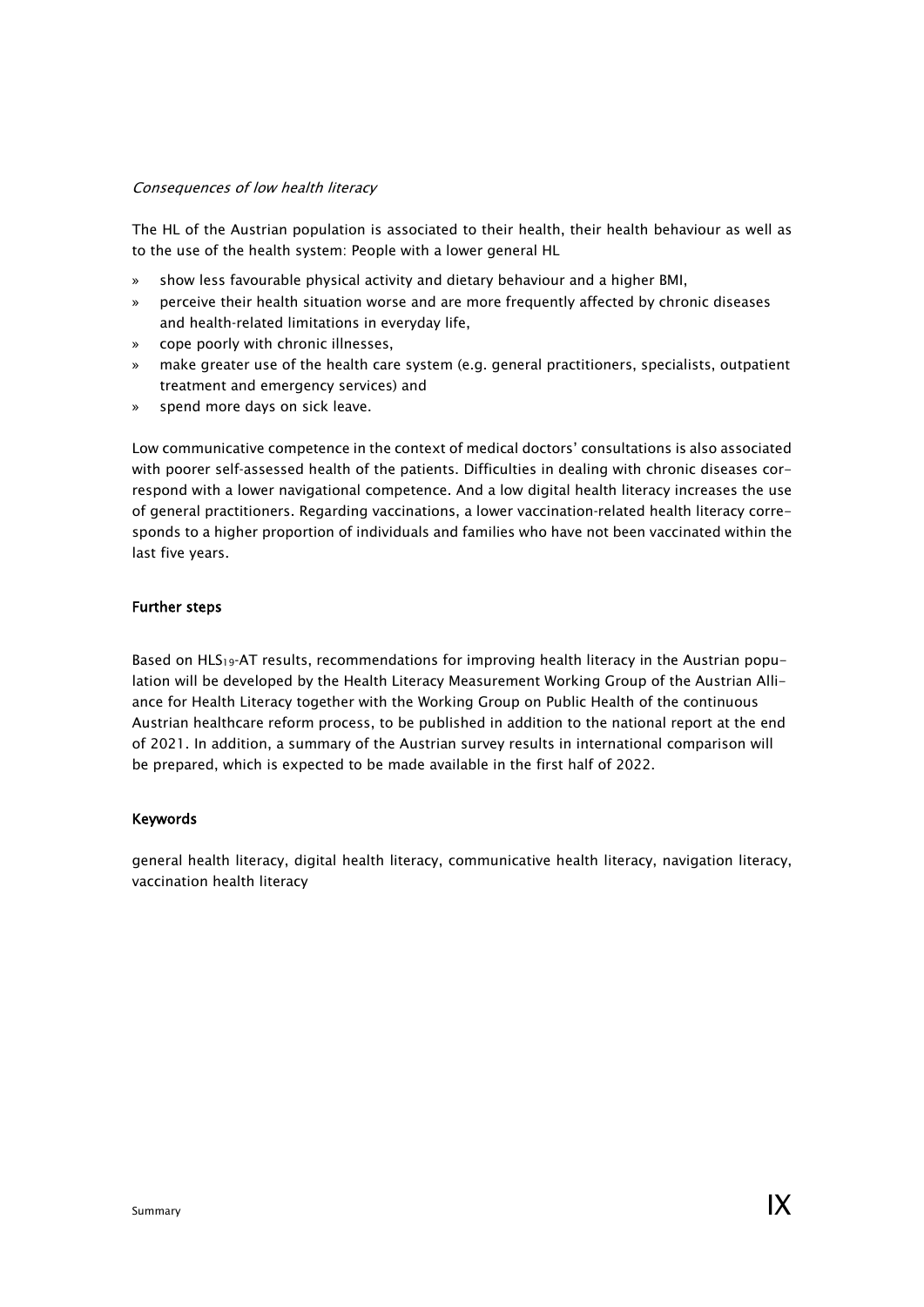*Consequences of low health literacy*

The HL of the Austrian population is associated to their health, their health behaviour as well as to the use of the health system: People with a lower general HL

» show less favourable physical activity and dietary behaviour and a higher BMI,
» perceive their health situation worse and are more frequently affected by chronic diseases and health-related limitations in everyday life,
» cope poorly with chronic illnesses,
» make greater use of the health care system (e.g. general practitioners, specialists, outpatient treatment and emergency services) and
» spend more days on sick leave.

Low communicative competence in the context of medical doctors' consultations is also associated with poorer self-assessed health of the patients. Difficulties in dealing with chronic diseases correspond with a lower navigational competence. And a low digital health literacy increases the use of general practitioners. Regarding vaccinations, a lower vaccination-related health literacy corresponds to a higher proportion of individuals and families who have not been vaccinated within the last five years.

**Further steps**

Based on $HLS_{19}$-AT results, recommendations for improving health literacy in the Austrian population will be developed by the Health Literacy Measurement Working Group of the Austrian Alliance for Health Literacy together with the Working Group on Public Health of the continuous Austrian healthcare reform process, to be published in addition to the national report at the end of 2021. In addition, a summary of the Austrian survey results in international comparison will be prepared, which is expected to be made available in the first half of 2022.

**Keywords**

general health literacy, digital health literacy, communicative health literacy, navigation literacy, vaccination health literacy